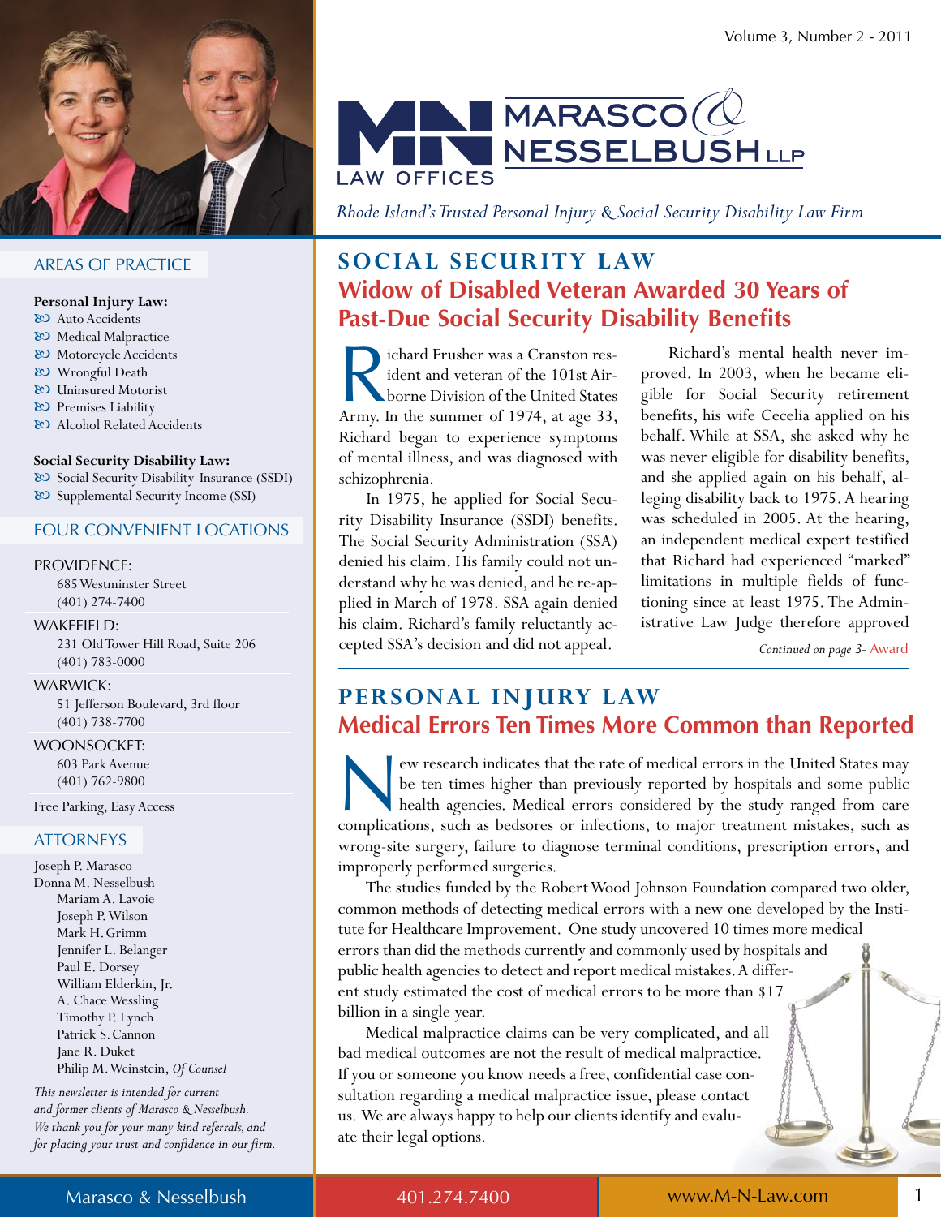Volume 3, Number 2 - 2011

# MARASCO & NESSELBUSH LLP LAW OFFICES

*Rhode Island's Trusted Personal Injury & Social Security Disability Law Firm*

## SOCIAL SECURITY LAW

### Widow of Disabled Veteran Awarded 30 Years of Past-Due Social Security Disability Benefits

Richard Frusher was a Cranston resident and veteran of the 101st Airborne Division of the United States Army. In the summer of 1974, at age 33, Richard began to experience symptoms of mental illness, and was diagnosed with schizophrenia.

In 1975, he applied for Social Security Disability Insurance (SSDI) benefits. The Social Security Administration (SSA) denied his claim. His family could not understand why he was denied, and he re-applied in March of 1978. SSA again denied his claim. Richard's family reluctantly accepted SSA's decision and did not appeal.

Richard's mental health never improved. In 2003, when he became eligible for Social Security retirement benefits, his wife Cecelia applied on his behalf. While at SSA, she asked why he was never eligible for disability benefits, and she applied again on his behalf, alleging disability back to 1975. A hearing was scheduled in 2005. At the hearing, an independent medical expert testified that Richard had experienced "marked" limitations in multiple fields of functioning since at least 1975. The Administrative Law Judge therefore approved

*Continued on page 3-* Award

## PERSONAL INJURY LAW

### Medical Errors Ten Times More Common than Reported

New research indicates that the rate of medical errors in the United States may be ten times higher than previously reported by hospitals and some public health agencies. Medical errors considered by the study ranged from care complications, such as bedsores or infections, to major treatment mistakes, such as wrong-site surgery, failure to diagnose terminal conditions, prescription errors, and improperly performed surgeries.

The studies funded by the Robert Wood Johnson Foundation compared two older, common methods of detecting medical errors with a new one developed by the Institute for Healthcare Improvement. One study uncovered 10 times more medical errors than did the methods currently and commonly used by hospitals and public health agencies to detect and report medical mistakes. A different study estimated the cost of medical errors to be more than $17 billion in a single year.

Medical malpractice claims can be very complicated, and all bad medical outcomes are not the result of medical malpractice. If you or someone you know needs a free, confidential case consultation regarding a medical malpractice issue, please contact us. We are always happy to help our clients identify and evaluate their legal options.

---

## AREAS OF PRACTICE

**Personal Injury Law:**
- Auto Accidents
- Medical Malpractice
- Motorcycle Accidents
- Wrongful Death
- Uninsured Motorist
- Premises Liability
- Alcohol Related Accidents

**Social Security Disability Law:**
- Social Security Disability Insurance (SSDI)
- Supplemental Security Income (SSI)

## FOUR CONVENIENT LOCATIONS

PROVIDENCE:
685 Westminster Street
(401) 274-7400

WAKEFIELD:
231 Old Tower Hill Road, Suite 206
(401) 783-0000

WARWICK:
51 Jefferson Boulevard, 3rd floor
(401) 738-7700

WOONSOCKET:
603 Park Avenue
(401) 762-9800

Free Parking, Easy Access

## ATTORNEYS

Joseph P. Marasco
Donna M. Nesselbush
Mariam A. Lavoie
Joseph P. Wilson
Mark H. Grimm
Jennifer L. Belanger
Paul E. Dorsey
William Elderkin, Jr.
A. Chace Wessling
Timothy P. Lynch
Patrick S. Cannon
Jane R. Duket
Philip M. Weinstein, *Of Counsel*

*This newsletter is intended for current and former clients of Marasco & Nesselbush. We thank you for your many kind referrals, and for placing your trust and confidence in our firm.*

Marasco & Nesselbush | 401.274.7400 | www.M-N-Law.com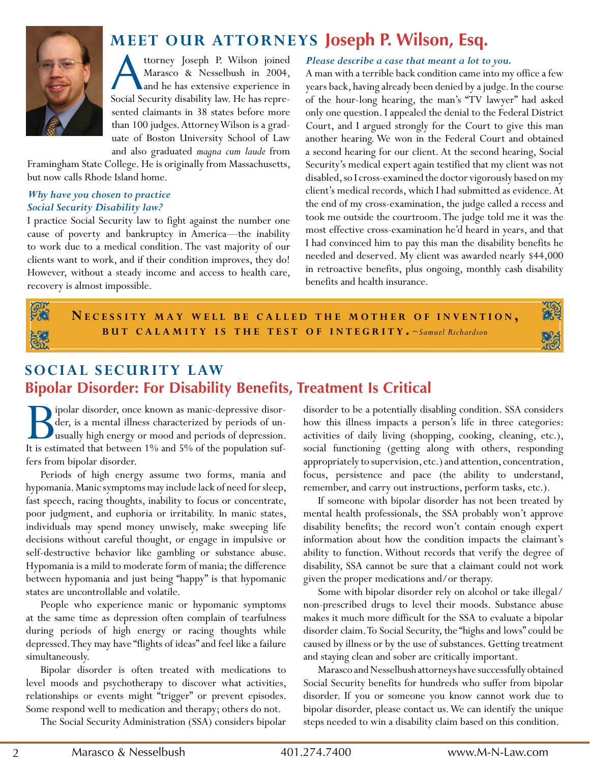## MEET OUR ATTORNEYS Joseph P. Wilson, Esq.

Attorney Joseph P. Wilson joined Marasco & Nesselbush in 2004, and he has extensive experience in Social Security disability law. He has represented claimants in 38 states before more than 100 judges. Attorney Wilson is a graduate of Boston University School of Law and also graduated *magna cum laude* from Framingham State College. He is originally from Massachusetts, but now calls Rhode Island home.

***Why have you chosen to practice Social Security Disability law?***

I practice Social Security law to fight against the number one cause of poverty and bankruptcy in America—the inability to work due to a medical condition. The vast majority of our clients want to work, and if their condition improves, they do! However, without a steady income and access to health care, recovery is almost impossible.

***Please describe a case that meant a lot to you.***

A man with a terrible back condition came into my office a few years back, having already been denied by a judge. In the course of the hour-long hearing, the man's "TV lawyer" had asked only one question. I appealed the denial to the Federal District Court, and I argued strongly for the Court to give this man another hearing. We won in the Federal Court and obtained a second hearing for our client. At the second hearing, Social Security's medical expert again testified that my client was not disabled, so I cross-examined the doctor vigorously based on my client's medical records, which I had submitted as evidence. At the end of my cross-examination, the judge called a recess and took me outside the courtroom. The judge told me it was the most effective cross-examination he'd heard in years, and that I had convinced him to pay this man the disability benefits he needed and deserved. My client was awarded nearly $44,000 in retroactive benefits, plus ongoing, monthly cash disability benefits and health insurance.

**NECESSITY MAY WELL BE CALLED THE MOTHER OF INVENTION, BUT CALAMITY IS THE TEST OF INTEGRITY.** ~*Samuel Richardson*

## SOCIAL SECURITY LAW

### Bipolar Disorder: For Disability Benefits, Treatment Is Critical

Bipolar disorder, once known as manic-depressive disorder, is a mental illness characterized by periods of unusually high energy or mood and periods of depression. It is estimated that between 1% and 5% of the population suffers from bipolar disorder.

Periods of high energy assume two forms, mania and hypomania. Manic symptoms may include lack of need for sleep, fast speech, racing thoughts, inability to focus or concentrate, poor judgment, and euphoria or irritability. In manic states, individuals may spend money unwisely, make sweeping life decisions without careful thought, or engage in impulsive or self-destructive behavior like gambling or substance abuse. Hypomania is a mild to moderate form of mania; the difference between hypomania and just being "happy" is that hypomanic states are uncontrollable and volatile.

People who experience manic or hypomanic symptoms at the same time as depression often complain of tearfulness during periods of high energy or racing thoughts while depressed. They may have "flights of ideas" and feel like a failure simultaneously.

Bipolar disorder is often treated with medications to level moods and psychotherapy to discover what activities, relationships or events might "trigger" or prevent episodes. Some respond well to medication and therapy; others do not.

The Social Security Administration (SSA) considers bipolar disorder to be a potentially disabling condition. SSA considers how this illness impacts a person's life in three categories: activities of daily living (shopping, cooking, cleaning, etc.), social functioning (getting along with others, responding appropriately to supervision, etc.) and attention, concentration, focus, persistence and pace (the ability to understand, remember, and carry out instructions, perform tasks, etc.).

If someone with bipolar disorder has not been treated by mental health professionals, the SSA probably won't approve disability benefits; the record won't contain enough expert information about how the condition impacts the claimant's ability to function. Without records that verify the degree of disability, SSA cannot be sure that a claimant could not work given the proper medications and/or therapy.

Some with bipolar disorder rely on alcohol or take illegal/non-prescribed drugs to level their moods. Substance abuse makes it much more difficult for the SSA to evaluate a bipolar disorder claim. To Social Security, the "highs and lows" could be caused by illness or by the use of substances. Getting treatment and staying clean and sober are critically important.

Marasco and Nesselbush attorneys have successfully obtained Social Security benefits for hundreds who suffer from bipolar disorder. If you or someone you know cannot work due to bipolar disorder, please contact us. We can identify the unique steps needed to win a disability claim based on this condition.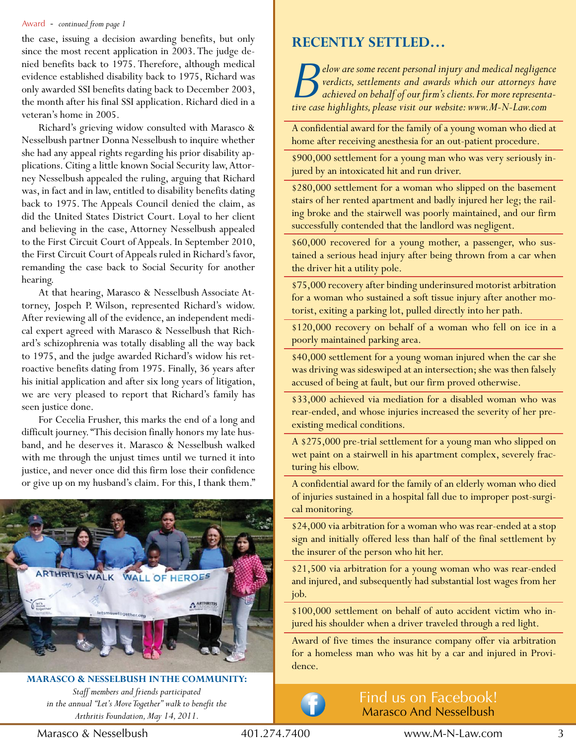Award - *continued from page 1*

the case, issuing a decision awarding benefits, but only since the most recent application in 2003. The judge denied benefits back to 1975. Therefore, although medical evidence established disability back to 1975, Richard was only awarded SSI benefits dating back to December 2003, the month after his final SSI application. Richard died in a veteran's home in 2005.

Richard's grieving widow consulted with Marasco & Nesselbush partner Donna Nesselbush to inquire whether she had any appeal rights regarding his prior disability applications. Citing a little known Social Security law, Attorney Nesselbush appealed the ruling, arguing that Richard was, in fact and in law, entitled to disability benefits dating back to 1975. The Appeals Council denied the claim, as did the United States District Court. Loyal to her client and believing in the case, Attorney Nesselbush appealed to the First Circuit Court of Appeals. In September 2010, the First Circuit Court of Appeals ruled in Richard's favor, remanding the case back to Social Security for another hearing.

At that hearing, Marasco & Nesselbush Associate Attorney, Jospeh P. Wilson, represented Richard's widow. After reviewing all of the evidence, an independent medical expert agreed with Marasco & Nesselbush that Richard's schizophrenia was totally disabling all the way back to 1975, and the judge awarded Richard's widow his retroactive benefits dating from 1975. Finally, 36 years after his initial application and after six long years of litigation, we are very pleased to report that Richard's family has seen justice done.

For Cecelia Frusher, this marks the end of a long and difficult journey. "This decision finally honors my late husband, and he deserves it. Marasco & Nesselbush walked with me through the unjust times until we turned it into justice, and never once did this firm lose their confidence or give up on my husband's claim. For this, I thank them."

**MARASCO & NESSELBUSH IN THE COMMUNITY:**
*Staff members and friends participated in the annual "Let's Move Together" walk to benefit the Arthritis Foundation, May 14, 2011.*

## RECENTLY SETTLED…

*Below are some recent personal injury and medical negligence verdicts, settlements and awards which our attorneys have achieved on behalf of our firm's clients. For more representative case highlights, please visit our website: www.M-N-Law.com*

A confidential award for the family of a young woman who died at home after receiving anesthesia for an out-patient procedure.

$900,000 settlement for a young man who was very seriously injured by an intoxicated hit and run driver.

$280,000 settlement for a woman who slipped on the basement stairs of her rented apartment and badly injured her leg; the railing broke and the stairwell was poorly maintained, and our firm successfully contended that the landlord was negligent.

$60,000 recovered for a young mother, a passenger, who sustained a serious head injury after being thrown from a car when the driver hit a utility pole.

$75,000 recovery after binding underinsured motorist arbitration for a woman who sustained a soft tissue injury after another motorist, exiting a parking lot, pulled directly into her path.

$120,000 recovery on behalf of a woman who fell on ice in a poorly maintained parking area.

$40,000 settlement for a young woman injured when the car she was driving was sideswiped at an intersection; she was then falsely accused of being at fault, but our firm proved otherwise.

$33,000 achieved via mediation for a disabled woman who was rear-ended, and whose injuries increased the severity of her pre-existing medical conditions.

A $275,000 pre-trial settlement for a young man who slipped on wet paint on a stairwell in his apartment complex, severely fracturing his elbow.

A confidential award for the family of an elderly woman who died of injuries sustained in a hospital fall due to improper post-surgical monitoring.

$24,000 via arbitration for a woman who was rear-ended at a stop sign and initially offered less than half of the final settlement by the insurer of the person who hit her.

$21,500 via arbitration for a young woman who was rear-ended and injured, and subsequently had substantial lost wages from her job.

$100,000 settlement on behalf of auto accident victim who injured his shoulder when a driver traveled through a red light.

Award of five times the insurance company offer via arbitration for a homeless man who was hit by a car and injured in Providence.

Find us on Facebook!
Marasco And Nesselbush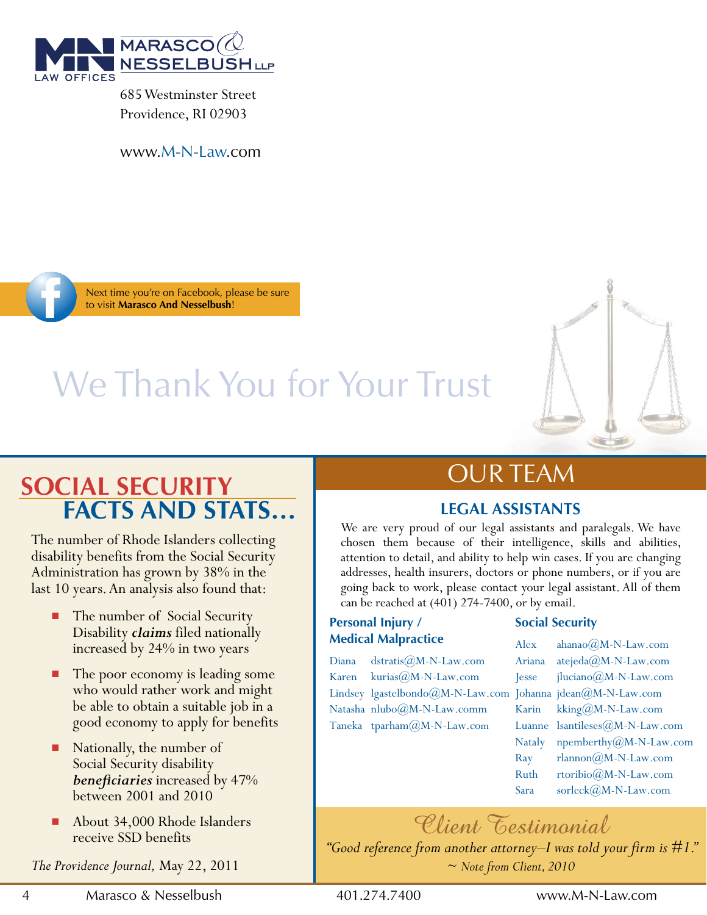MARASCO & NESSELBUSH LLP

LAW OFFICES

685 Westminster Street
Providence, RI 02903

www.M-N-Law.com

Next time you're on Facebook, please be sure to visit **Marasco And Nesselbush**!

# We Thank You for Your Trust

## SOCIAL SECURITY FACTS AND STATS…

The number of Rhode Islanders collecting disability benefits from the Social Security Administration has grown by 38% in the last 10 years. An analysis also found that:

- The number of Social Security Disability ***claims*** filed nationally increased by 24% in two years
- The poor economy is leading some who would rather work and might be able to obtain a suitable job in a good economy to apply for benefits
- Nationally, the number of Social Security disability ***beneficiaries*** increased by 47% between 2001 and 2010
- About 34,000 Rhode Islanders receive SSD benefits

*The Providence Journal,* May 22, 2011

## OUR TEAM

### LEGAL ASSISTANTS

We are very proud of our legal assistants and paralegals. We have chosen them because of their intelligence, skills and abilities, attention to detail, and ability to help win cases. If you are changing addresses, health insurers, doctors or phone numbers, or if you are going back to work, please contact your legal assistant. All of them can be reached at (401) 274-7400, or by email.

**Personal Injury / Medical Malpractice**

| | |
|---|---|
| Diana | dstratis@M-N-Law.com |
| Karen | kurias@M-N-Law.com |
| Lindsey | lgastelbondo@M-N-Law.com |
| Natasha | nlubo@M-N-Law.comm |
| Taneka | tparham@M-N-Law.com |

**Social Security**

| | |
|---|---|
| Alex | ahanao@M-N-Law.com |
| Ariana | atejeda@M-N-Law.com |
| Jesse | jluciano@M-N-Law.com |
| Johanna | jdean@M-N-Law.com |
| Karin | kking@M-N-Law.com |
| Luanne | lsantileses@M-N-Law.com |
| Nataly | npemberthy@M-N-Law.com |
| Ray | rlannon@M-N-Law.com |
| Ruth | rtoribio@M-N-Law.com |
| Sara | sorleck@M-N-Law.com |

### Client Testimonial

*"Good reference from another attorney–I was told your firm is #1."*
*~ Note from Client, 2010*